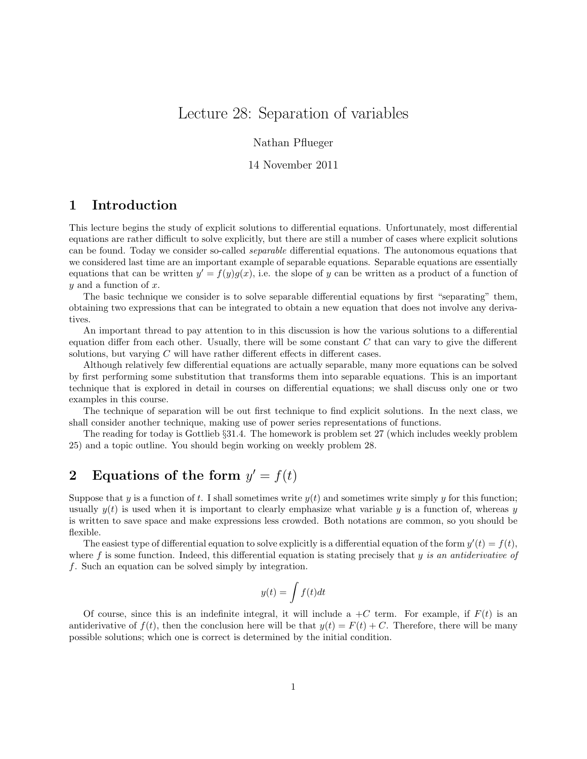# Lecture 28: Separation of variables

Nathan Pflueger

14 November 2011

## 1 Introduction

This lecture begins the study of explicit solutions to differential equations. Unfortunately, most differential equations are rather difficult to solve explicitly, but there are still a number of cases where explicit solutions can be found. Today we consider so-called *separable* differential equations. The autonomous equations that we considered last time are an important example of separable equations. Separable equations are essentially equations that can be written $y' = f(y)g(x)$, i.e. the slope of $y$ can be written as a product of a function of $y$ and a function of $x$.

The basic technique we consider is to solve separable differential equations by first "separating" them, obtaining two expressions that can be integrated to obtain a new equation that does not involve any derivatives.

An important thread to pay attention to in this discussion is how the various solutions to a differential equation differ from each other. Usually, there will be some constant $C$ that can vary to give the different solutions, but varying $C$ will have rather different effects in different cases.

Although relatively few differential equations are actually separable, many more equations can be solved by first performing some substitution that transforms them into separable equations. This is an important technique that is explored in detail in courses on differential equations; we shall discuss only one or two examples in this course.

The technique of separation will be out first technique to find explicit solutions. In the next class, we shall consider another technique, making use of power series representations of functions.

The reading for today is Gottlieb §31.4. The homework is problem set 27 (which includes weekly problem 25) and a topic outline. You should begin working on weekly problem 28.

## 2 Equations of the form $y' = f(t)$

Suppose that $y$ is a function of $t$. I shall sometimes write $y(t)$ and sometimes write simply $y$ for this function; usually $y(t)$ is used when it is important to clearly emphasize what variable $y$ is a function of, whereas $y$ is written to save space and make expressions less crowded. Both notations are common, so you should be flexible.

The easiest type of differential equation to solve explicitly is a differential equation of the form $y'(t) = f(t)$, where $f$ is some function. Indeed, this differential equation is stating precisely that *$y$ is an antiderivative of $f$*. Such an equation can be solved simply by integration.

$$y(t) = \int f(t)dt$$

Of course, since this is an indefinite integral, it will include a $+C$ term. For example, if $F(t)$ is an antiderivative of $f(t)$, then the conclusion here will be that $y(t) = F(t) + C$. Therefore, there will be many possible solutions; which one is correct is determined by the initial condition.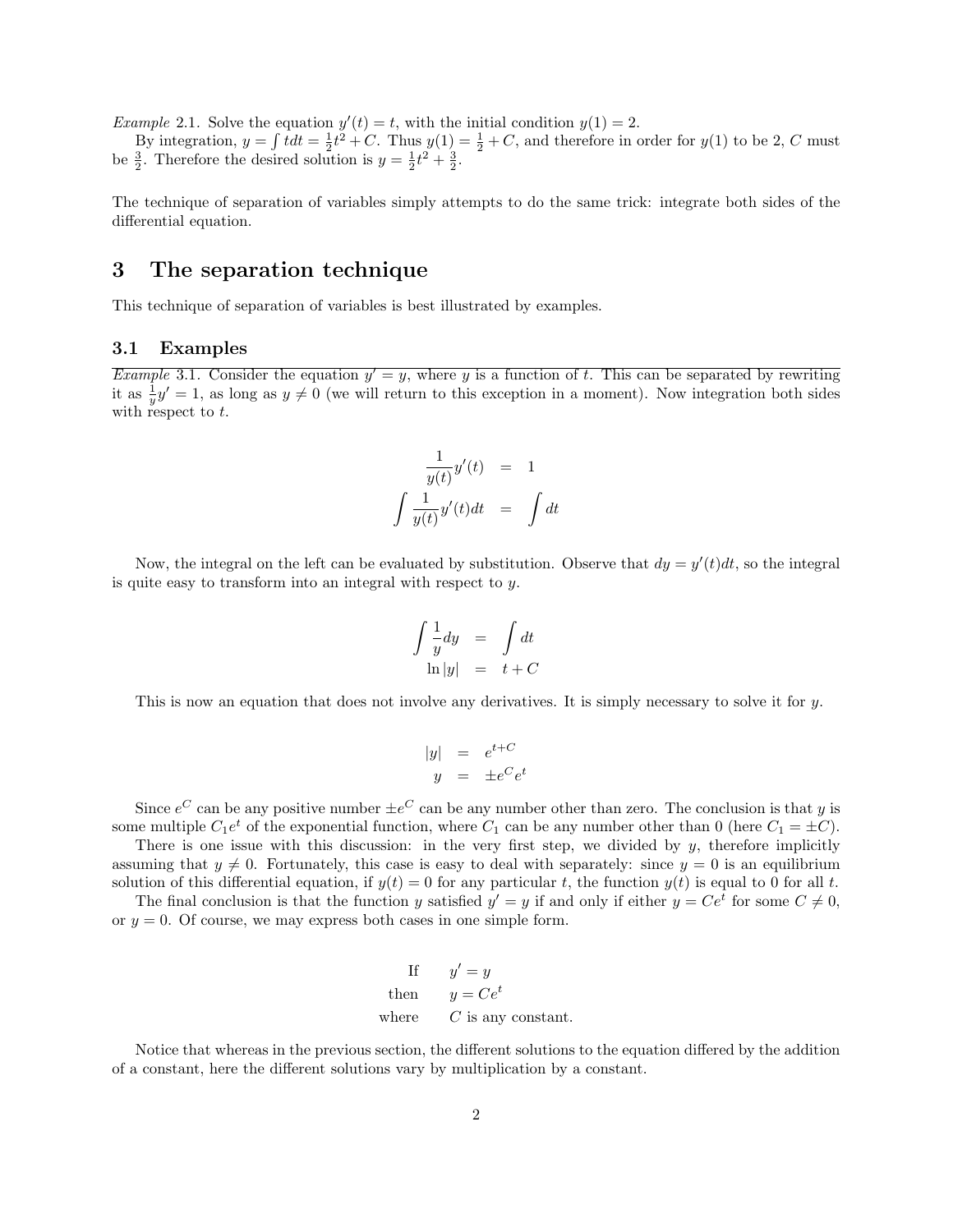*Example* 2.1. Solve the equation $y'(t) = t$, with the initial condition $y(1) = 2$.

By integration, $y = \int t dt = \frac{1}{2}t^2 + C$. Thus $y(1) = \frac{1}{2} + C$, and therefore in order for $y(1)$ to be 2, $C$ must be $\frac{3}{2}$. Therefore the desired solution is $y = \frac{1}{2}t^2 + \frac{3}{2}$.

The technique of separation of variables simply attempts to do the same trick: integrate both sides of the differential equation.

# 3 The separation technique

This technique of separation of variables is best illustrated by examples.

## 3.1 Examples

*Example* 3.1. Consider the equation $y' = y$, where $y$ is a function of $t$. This can be separated by rewriting it as $\frac{1}{y}y' = 1$, as long as $y \neq 0$ (we will return to this exception in a moment). Now integration both sides with respect to $t$.

$$
\begin{aligned}
\frac{1}{y(t)}y'(t) &= 1 \\
\int \frac{1}{y(t)}y'(t)dt &= \int dt
\end{aligned}
$$

Now, the integral on the left can be evaluated by substitution. Observe that $dy = y'(t)dt$, so the integral is quite easy to transform into an integral with respect to $y$.

$$
\begin{aligned}
\int \frac{1}{y}dy &= \int dt \\
\ln|y| &= t + C
\end{aligned}
$$

This is now an equation that does not involve any derivatives. It is simply necessary to solve it for $y$.

$$
\begin{aligned}
|y| &= e^{t+C} \\
y &= \pm e^C e^t
\end{aligned}
$$

Since $e^C$ can be any positive number $\pm e^C$ can be any number other than zero. The conclusion is that $y$ is some multiple $C_1 e^t$ of the exponential function, where $C_1$ can be any number other than 0 (here $C_1 = \pm C$).

There is one issue with this discussion: in the very first step, we divided by $y$, therefore implicitly assuming that $y \neq 0$. Fortunately, this case is easy to deal with separately: since $y = 0$ is an equilibrium solution of this differential equation, if $y(t) = 0$ for any particular $t$, the function $y(t)$ is equal to 0 for all $t$.

The final conclusion is that the function $y$ satisfied $y' = y$ if and only if either $y = Ce^t$ for some $C \neq 0$, or $y = 0$. Of course, we may express both cases in one simple form.

$$
\begin{array}{rl}
\text{If} & y' = y \\
\text{then} & y = Ce^t \\
\text{where} & C \text{ is any constant.}
\end{array}
$$

Notice that whereas in the previous section, the different solutions to the equation differed by the addition of a constant, here the different solutions vary by multiplication by a constant.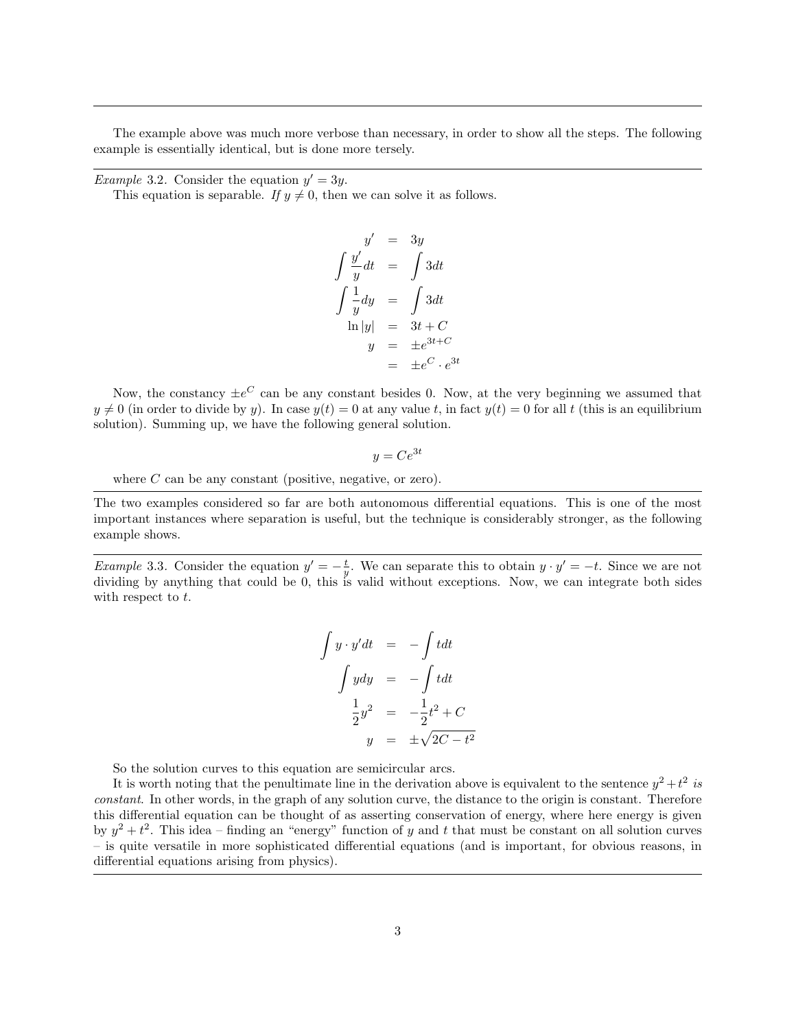---

The example above was much more verbose than necessary, in order to show all the steps. The following example is essentially identical, but is done more tersely.

---

*Example* 3.2. Consider the equation $y' = 3y$.

This equation is separable. *If* $y \neq 0$, then we can solve it as follows.

$$
\begin{aligned}
y' &= 3y \\
\int \frac{y'}{y} dt &= \int 3 dt \\
\int \frac{1}{y} dy &= \int 3 dt \\
\ln|y| &= 3t + C \\
y &= \pm e^{3t+C} \\
&= \pm e^C \cdot e^{3t}
\end{aligned}
$$

Now, the constancy $\pm e^C$ can be any constant besides 0. Now, at the very beginning we assumed that $y \neq 0$ (in order to divide by $y$). In case $y(t) = 0$ at any value $t$, in fact $y(t) = 0$ for all $t$ (this is an equilibrium solution). Summing up, we have the following general solution.

$$
y = Ce^{3t}
$$

where $C$ can be any constant (positive, negative, or zero).

---

The two examples considered so far are both autonomous differential equations. This is one of the most important instances where separation is useful, but the technique is considerably stronger, as the following example shows.

---

*Example* 3.3. Consider the equation $y' = -\frac{t}{y}$. We can separate this to obtain $y \cdot y' = -t$. Since we are not dividing by anything that could be 0, this is valid without exceptions. Now, we can integrate both sides with respect to $t$.

$$
\begin{aligned}
\int y \cdot y' dt &= -\int t dt \\
\int y dy &= -\int t dt \\
\frac{1}{2}y^2 &= -\frac{1}{2}t^2 + C \\
y &= \pm\sqrt{2C - t^2}
\end{aligned}
$$

So the solution curves to this equation are semicircular arcs.

It is worth noting that the penultimate line in the derivation above is equivalent to the sentence $y^2 + t^2$ *is constant*. In other words, in the graph of any solution curve, the distance to the origin is constant. Therefore this differential equation can be thought of as asserting conservation of energy, where here energy is given by $y^2 + t^2$. This idea – finding an "energy" function of $y$ and $t$ that must be constant on all solution curves – is quite versatile in more sophisticated differential equations (and is important, for obvious reasons, in differential equations arising from physics).

---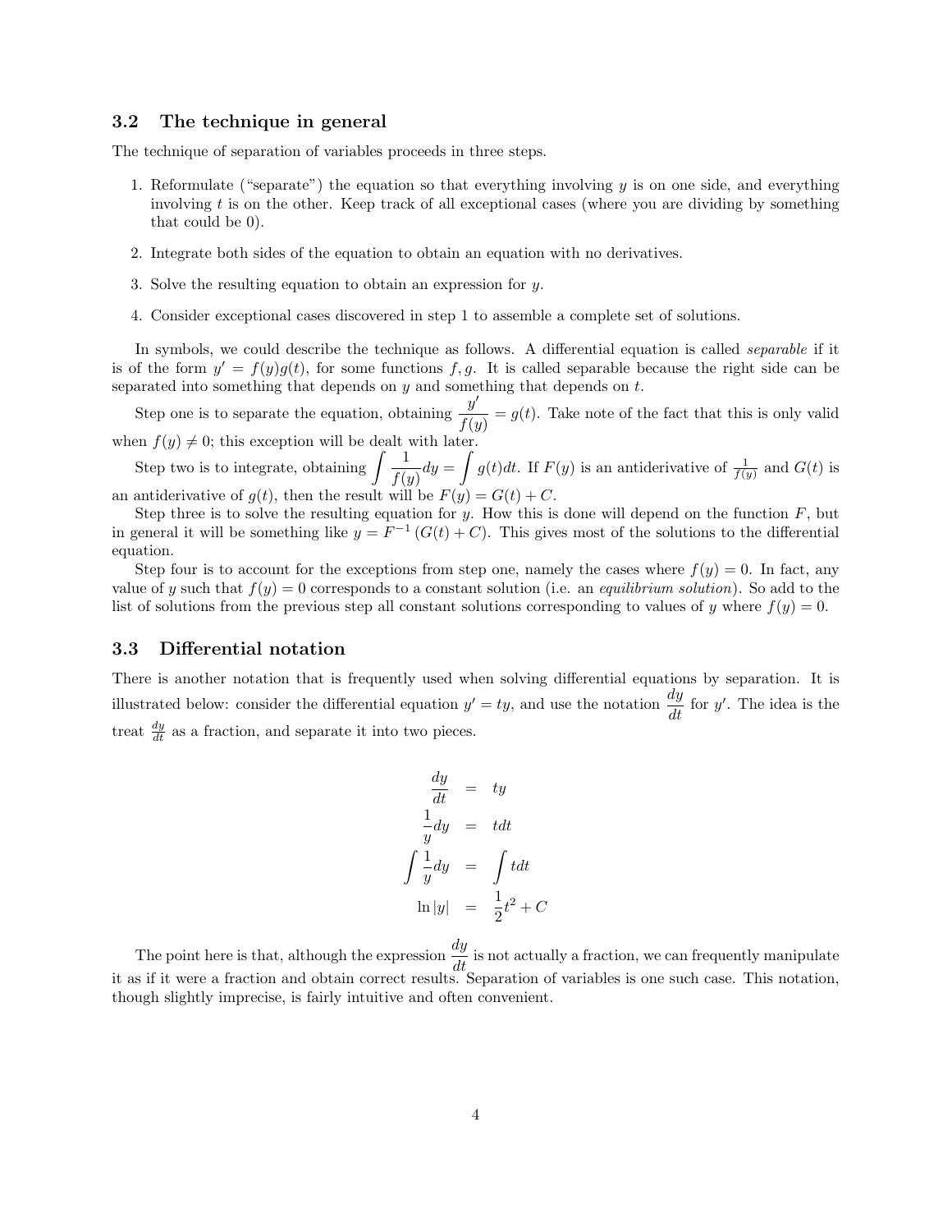### 3.2 The technique in general

The technique of separation of variables proceeds in three steps.

1. Reformulate ("separate") the equation so that everything involving $y$ is on one side, and everything involving $t$ is on the other. Keep track of all exceptional cases (where you are dividing by something that could be 0).
2. Integrate both sides of the equation to obtain an equation with no derivatives.
3. Solve the resulting equation to obtain an expression for $y$.
4. Consider exceptional cases discovered in step 1 to assemble a complete set of solutions.

In symbols, we could describe the technique as follows. A differential equation is called *separable* if it is of the form $y' = f(y)g(t)$, for some functions $f, g$. It is called separable because the right side can be separated into something that depends on $y$ and something that depends on $t$.

Step one is to separate the equation, obtaining $\dfrac{y'}{f(y)} = g(t)$. Take note of the fact that this is only valid when $f(y) \neq 0$; this exception will be dealt with later.

Step two is to integrate, obtaining $\displaystyle\int \frac{1}{f(y)} dy = \int g(t) dt$. If $F(y)$ is an antiderivative of $\frac{1}{f(y)}$ and $G(t)$ is an antiderivative of $g(t)$, then the result will be $F(y) = G(t) + C$.

Step three is to solve the resulting equation for $y$. How this is done will depend on the function $F$, but in general it will be something like $y = F^{-1}(G(t) + C)$. This gives most of the solutions to the differential equation.

Step four is to account for the exceptions from step one, namely the cases where $f(y) = 0$. In fact, any value of $y$ such that $f(y) = 0$ corresponds to a constant solution (i.e. an *equilibrium solution*). So add to the list of solutions from the previous step all constant solutions corresponding to values of $y$ where $f(y) = 0$.

### 3.3 Differential notation

There is another notation that is frequently used when solving differential equations by separation. It is illustrated below: consider the differential equation $y' = ty$, and use the notation $\dfrac{dy}{dt}$ for $y'$. The idea is the treat $\frac{dy}{dt}$ as a fraction, and separate it into two pieces.

$$
\begin{aligned}
\frac{dy}{dt} &= ty \\
\frac{1}{y} dy &= t dt \\
\int \frac{1}{y} dy &= \int t dt \\
\ln|y| &= \frac{1}{2}t^2 + C
\end{aligned}
$$

The point here is that, although the expression $\dfrac{dy}{dt}$ is not actually a fraction, we can frequently manipulate it as if it were a fraction and obtain correct results. Separation of variables is one such case. This notation, though slightly imprecise, is fairly intuitive and often convenient.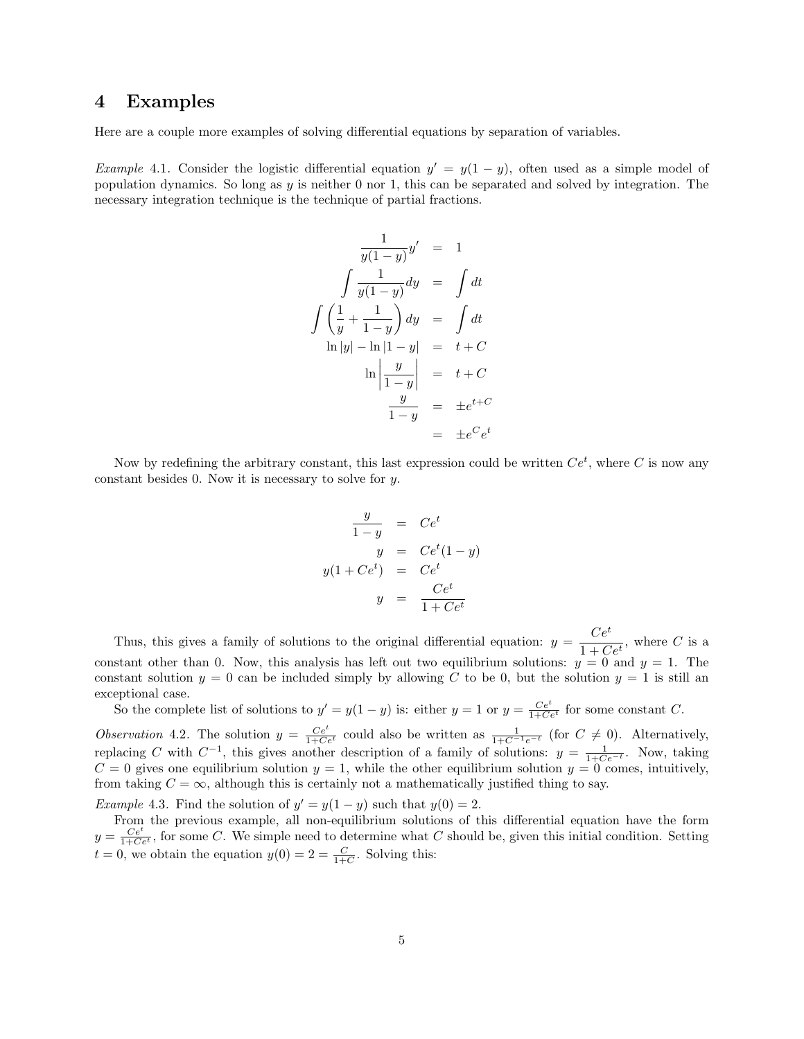# 4 Examples

Here are a couple more examples of solving differential equations by separation of variables.

*Example* 4.1. Consider the logistic differential equation $y' = y(1-y)$, often used as a simple model of population dynamics. So long as $y$ is neither 0 nor 1, this can be separated and solved by integration. The necessary integration technique is the technique of partial fractions.

$$
\begin{aligned}
\frac{1}{y(1-y)}y' &= 1 \\
\int \frac{1}{y(1-y)}dy &= \int dt \\
\int \left(\frac{1}{y} + \frac{1}{1-y}\right) dy &= \int dt \\
\ln|y| - \ln|1-y| &= t + C \\
\ln\left|\frac{y}{1-y}\right| &= t + C \\
\frac{y}{1-y} &= \pm e^{t+C} \\
&= \pm e^{C} e^{t}
\end{aligned}
$$

Now by redefining the arbitrary constant, this last expression could be written $Ce^t$, where $C$ is now any constant besides 0. Now it is necessary to solve for $y$.

$$
\begin{aligned}
\frac{y}{1-y} &= Ce^t \\
y &= Ce^t(1-y) \\
y(1+Ce^t) &= Ce^t \\
y &= \frac{Ce^t}{1+Ce^t}
\end{aligned}
$$

Thus, this gives a family of solutions to the original differential equation: $y = \dfrac{Ce^t}{1+Ce^t}$, where $C$ is a constant other than 0. Now, this analysis has left out two equilibrium solutions: $y = 0$ and $y = 1$. The constant solution $y = 0$ can be included simply by allowing $C$ to be 0, but the solution $y = 1$ is still an exceptional case.

So the complete list of solutions to $y' = y(1-y)$ is: either $y = 1$ or $y = \frac{Ce^t}{1+Ce^t}$ for some constant $C$.

*Observation* 4.2. The solution $y = \frac{Ce^t}{1+Ce^t}$ could also be written as $\frac{1}{1+C^{-1}e^{-t}}$ (for $C \neq 0$). Alternatively, replacing $C$ with $C^{-1}$, this gives another description of a family of solutions: $y = \frac{1}{1+Ce^{-t}}$. Now, taking $C = 0$ gives one equilibrium solution $y = 1$, while the other equilibrium solution $y = 0$ comes, intuitively, from taking $C = \infty$, although this is certainly not a mathematically justified thing to say.

*Example* 4.3. Find the solution of $y' = y(1-y)$ such that $y(0) = 2$.

From the previous example, all non-equilibrium solutions of this differential equation have the form $y = \frac{Ce^t}{1+Ce^t}$, for some $C$. We simple need to determine what $C$ should be, given this initial condition. Setting $t = 0$, we obtain the equation $y(0) = 2 = \frac{C}{1+C}$. Solving this: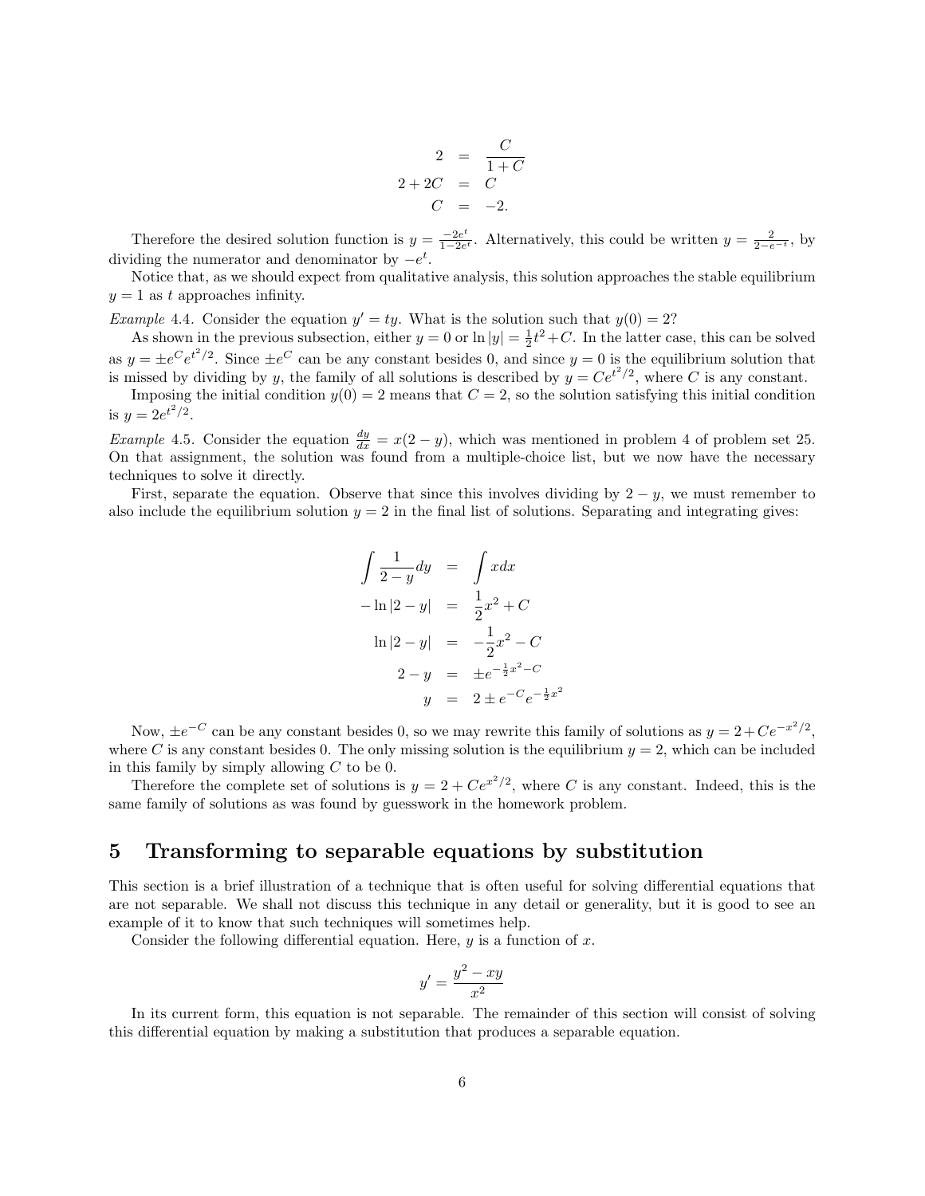$$
\begin{aligned}
2 &= \frac{C}{1+C} \\
2+2C &= C \\
C &= -2.
\end{aligned}
$$

Therefore the desired solution function is $y = \frac{-2e^t}{1-2e^t}$. Alternatively, this could be written $y = \frac{2}{2-e^{-t}}$, by dividing the numerator and denominator by $-e^t$.

Notice that, as we should expect from qualitative analysis, this solution approaches the stable equilibrium $y = 1$ as $t$ approaches infinity.

*Example* 4.4. Consider the equation $y' = ty$. What is the solution such that $y(0) = 2$?

As shown in the previous subsection, either $y = 0$ or $\ln|y| = \frac{1}{2}t^2 + C$. In the latter case, this can be solved as $y = \pm e^C e^{t^2/2}$. Since $\pm e^C$ can be any constant besides 0, and since $y = 0$ is the equilibrium solution that is missed by dividing by $y$, the family of all solutions is described by $y = Ce^{t^2/2}$, where $C$ is any constant.

Imposing the initial condition $y(0) = 2$ means that $C = 2$, so the solution satisfying this initial condition is $y = 2e^{t^2/2}$.

*Example* 4.5. Consider the equation $\frac{dy}{dx} = x(2-y)$, which was mentioned in problem 4 of problem set 25. On that assignment, the solution was found from a multiple-choice list, but we now have the necessary techniques to solve it directly.

First, separate the equation. Observe that since this involves dividing by $2-y$, we must remember to also include the equilibrium solution $y = 2$ in the final list of solutions. Separating and integrating gives:

$$
\begin{aligned}
\int \frac{1}{2-y}dy &= \int x dx \\
-\ln|2-y| &= \frac{1}{2}x^2 + C \\
\ln|2-y| &= -\frac{1}{2}x^2 - C \\
2-y &= \pm e^{-\frac{1}{2}x^2 - C} \\
y &= 2 \pm e^{-C}e^{-\frac{1}{2}x^2}
\end{aligned}
$$

Now, $\pm e^{-C}$ can be any constant besides 0, so we may rewrite this family of solutions as $y = 2 + Ce^{-x^2/2}$, where $C$ is any constant besides 0. The only missing solution is the equilibrium $y = 2$, which can be included in this family by simply allowing $C$ to be 0.

Therefore the complete set of solutions is $y = 2 + Ce^{x^2/2}$, where $C$ is any constant. Indeed, this is the same family of solutions as was found by guesswork in the homework problem.

# 5 Transforming to separable equations by substitution

This section is a brief illustration of a technique that is often useful for solving differential equations that are not separable. We shall not discuss this technique in any detail or generality, but it is good to see an example of it to know that such techniques will sometimes help.

Consider the following differential equation. Here, $y$ is a function of $x$.

$$
y' = \frac{y^2 - xy}{x^2}
$$

In its current form, this equation is not separable. The remainder of this section will consist of solving this differential equation by making a substitution that produces a separable equation.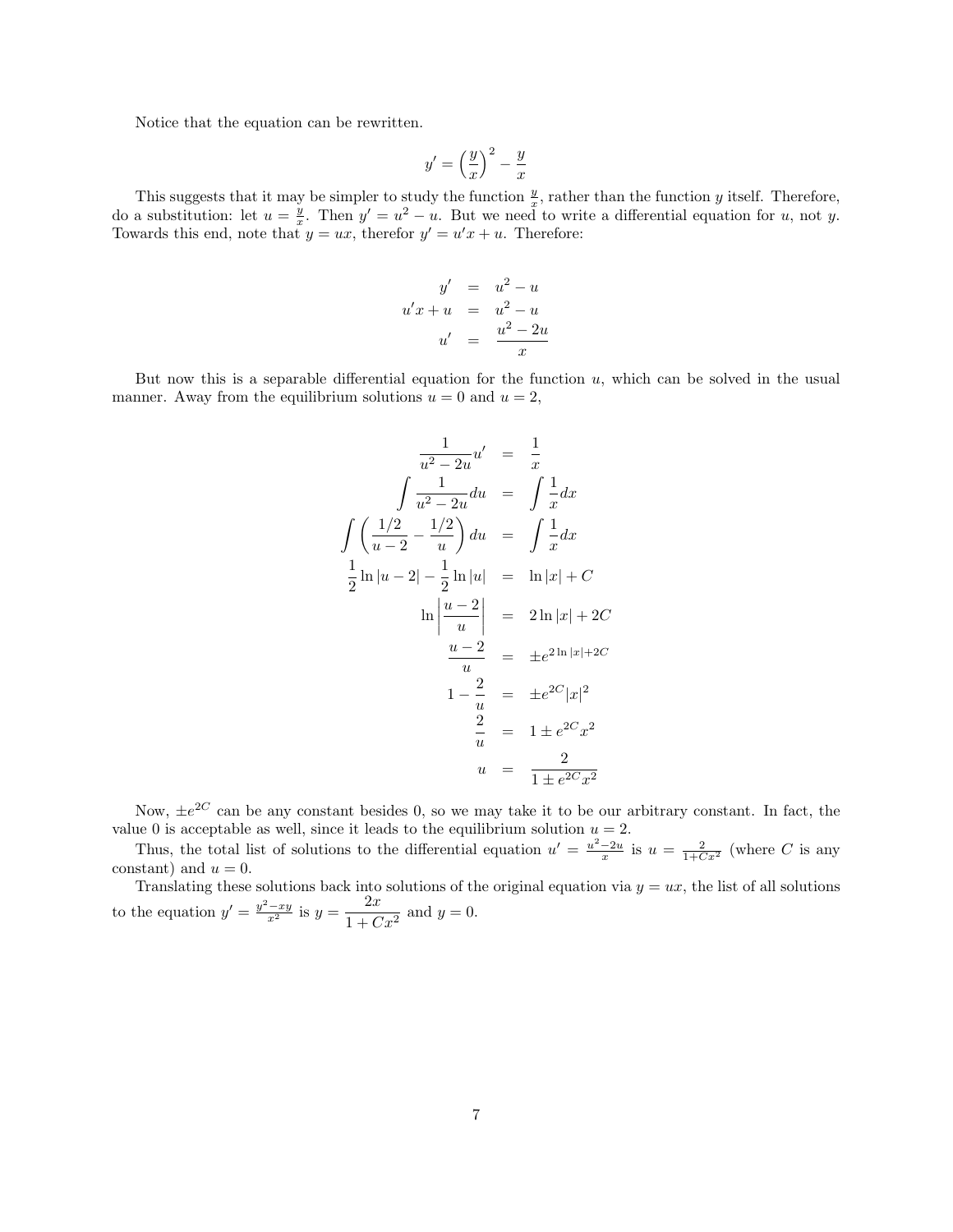Notice that the equation can be rewritten.

$$y' = \left(\frac{y}{x}\right)^2 - \frac{y}{x}$$

This suggests that it may be simpler to study the function $\frac{y}{x}$, rather than the function $y$ itself. Therefore, do a substitution: let $u = \frac{y}{x}$. Then $y' = u^2 - u$. But we need to write a differential equation for $u$, not $y$. Towards this end, note that $y = ux$, therefor $y' = u'x + u$. Therefore:

$$\begin{aligned}
y' &= u^2 - u \\
u'x + u &= u^2 - u \\
u' &= \frac{u^2 - 2u}{x}
\end{aligned}$$

But now this is a separable differential equation for the function $u$, which can be solved in the usual manner. Away from the equilibrium solutions $u = 0$ and $u = 2$,

$$\begin{aligned}
\frac{1}{u^2 - 2u}u' &= \frac{1}{x} \\
\int \frac{1}{u^2 - 2u}du &= \int \frac{1}{x}dx \\
\int \left(\frac{1/2}{u-2} - \frac{1/2}{u}\right) du &= \int \frac{1}{x}dx \\
\frac{1}{2}\ln|u-2| - \frac{1}{2}\ln|u| &= \ln|x| + C \\
\ln\left|\frac{u-2}{u}\right| &= 2\ln|x| + 2C \\
\frac{u-2}{u} &= \pm e^{2\ln|x| + 2C} \\
1 - \frac{2}{u} &= \pm e^{2C}|x|^2 \\
\frac{2}{u} &= 1 \pm e^{2C}x^2 \\
u &= \frac{2}{1 \pm e^{2C}x^2}
\end{aligned}$$

Now, $\pm e^{2C}$ can be any constant besides 0, so we may take it to be our arbitrary constant. In fact, the value 0 is acceptable as well, since it leads to the equilibrium solution $u = 2$.

Thus, the total list of solutions to the differential equation $u' = \frac{u^2 - 2u}{x}$ is $u = \frac{2}{1 + Cx^2}$ (where $C$ is any constant) and $u = 0$.

Translating these solutions back into solutions of the original equation via $y = ux$, the list of all solutions to the equation $y' = \frac{y^2 - xy}{x^2}$ is $y = \dfrac{2x}{1 + Cx^2}$ and $y = 0$.